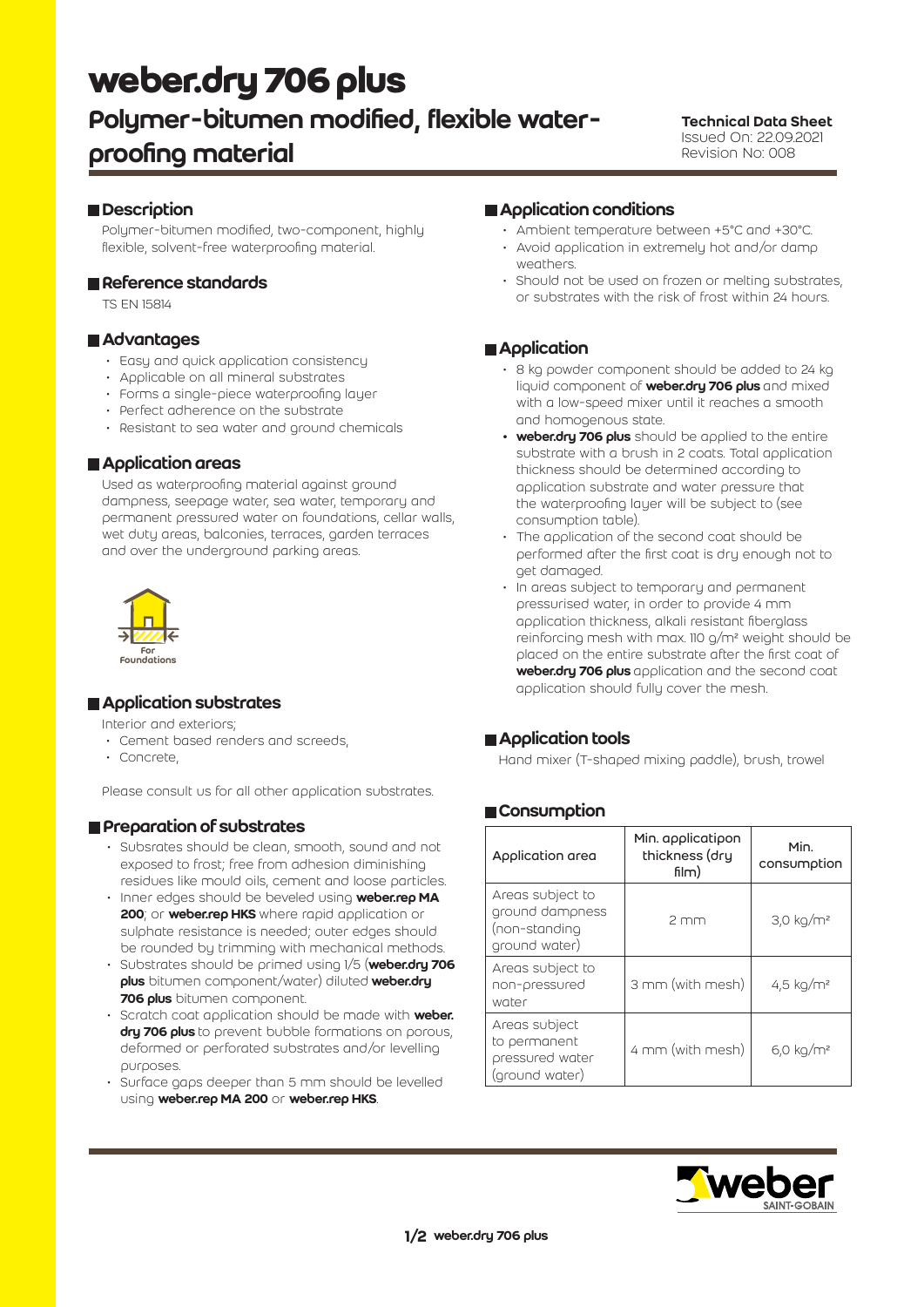# weber.dry 706 plus

## Polymer-bitumen modified, flexible water-proofing material

**Technical Data Sheet**
Issued On: 22.09.2021
Revision No: 008

### Description

Polymer-bitumen modified, two-component, highly flexible, solvent-free waterproofing material.

### Reference standards

TS EN 15814

### Advantages

- Easy and quick application consistency
- Applicable on all mineral substrates
- Forms a single-piece waterproofing layer
- Perfect adherence on the substrate
- Resistant to sea water and ground chemicals

### Application areas

Used as waterproofing material against ground dampness, seepage water, sea water, temporary and permanent pressured water on foundations, cellar walls, wet duty areas, balconies, terraces, garden terraces and over the underground parking areas.

For Foundations

### Application substrates

Interior and exteriors;

- Cement based renders and screeds,
- Concrete,

Please consult us for all other application substrates.

### Preparation of substrates

- Subsrates should be clean, smooth, sound and not exposed to frost; free from adhesion diminishing residues like mould oils, cement and loose particles.
- Inner edges should be beveled using **weber.rep MA 200**; or **weber.rep HKS** where rapid application or sulphate resistance is needed; outer edges should be rounded by trimming with mechanical methods.
- Substrates should be primed using 1/5 (**weber.dry 706 plus** bitumen component/water) diluted **weber.dry 706 plus** bitumen component.
- Scratch coat application should be made with **weber.dry 706 plus** to prevent bubble formations on porous, deformed or perforated substrates and/or levelling purposes.
- Surface gaps deeper than 5 mm should be levelled using **weber.rep MA 200** or **weber.rep HKS**.

### Application conditions

- Ambient temperature between +5°C and +30°C.
- Avoid application in extremely hot and/or damp weathers.
- Should not be used on frozen or melting substrates, or substrates with the risk of frost within 24 hours.

### Application

- 8 kg powder component should be added to 24 kg liquid component of **weber.dry 706 plus** and mixed with a low-speed mixer until it reaches a smooth and homogenous state.
- **weber.dry 706 plus** should be applied to the entire substrate with a brush in 2 coats. Total application thickness should be determined according to application substrate and water pressure that the waterproofing layer will be subject to (see consumption table).
- The application of the second coat should be performed after the first coat is dry enough not to get damaged.
- In areas subject to temporary and permanent pressurised water, in order to provide 4 mm application thickness, alkali resistant fiberglass reinforcing mesh with max. 110 g/m² weight should be placed on the entire substrate after the first coat of **weber.dry 706 plus** application and the second coat application should fully cover the mesh.

### Application tools

Hand mixer (T-shaped mixing paddle), brush, trowel

### Consumption

| Application area | Min. applicatipon thickness (dry film) | Min. consumption |
|---|---|---|
| Areas subject to ground dampness (non-standing ground water) | 2 mm | 3,0 kg/m² |
| Areas subject to non-pressured water | 3 mm (with mesh) | 4,5 kg/m² |
| Areas subject to permanent pressured water (ground water) | 4 mm (with mesh) | 6,0 kg/m² |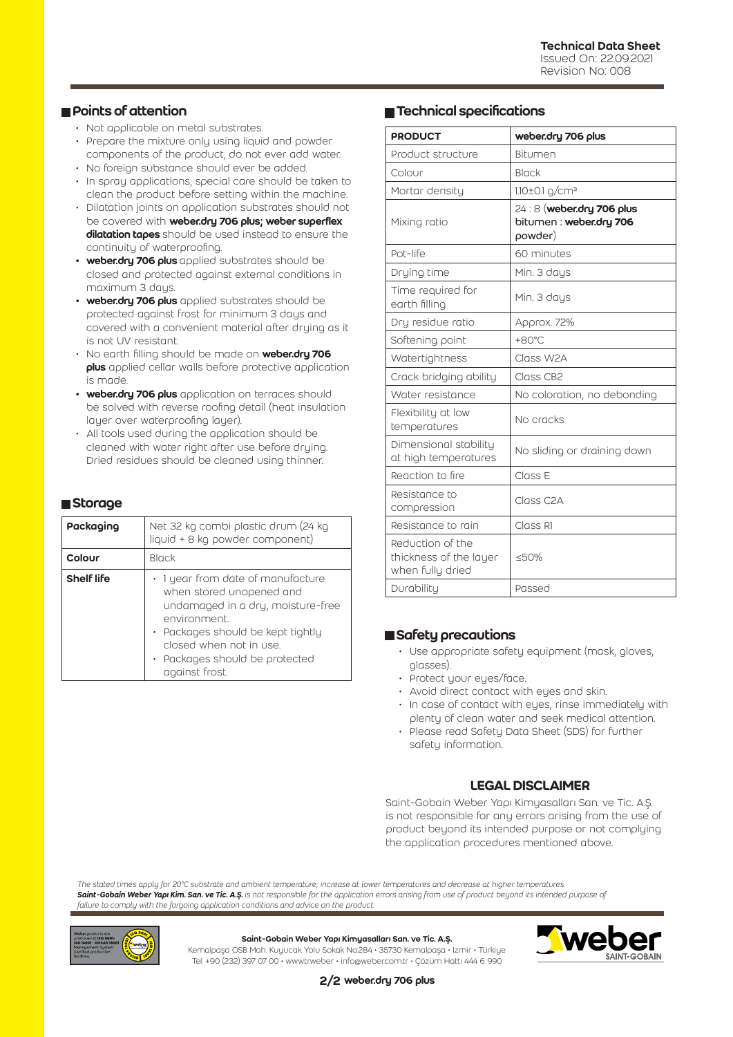**Technical Data Sheet**
Issued On: 22.09.2021
Revision No: 008

## Points of attention

- Not applicable on metal substrates.
- Prepare the mixture only using liquid and powder components of the product, do not ever add water.
- No foreign substance should ever be added.
- In spray applications, special care should be taken to clean the product before setting within the machine.
- Dilatation joints on application substrates should not be covered with **weber.dry 706 plus; weber superflex dilatation tapes** should be used instead to ensure the continuity of waterproofing.
- **weber.dry 706 plus** applied substrates should be closed and protected against external conditions in maximum 3 days.
- **weber.dry 706 plus** applied substrates should be protected against frost for minimum 3 days and covered with a convenient material after drying as it is not UV resistant.
- No earth filling should be made on **weber.dry 706 plus** applied cellar walls before protective application is made.
- **weber.dry 706 plus** application on terraces should be solved with reverse roofing detail (heat insulation layer over waterproofing layer).
- All tools used during the application should be cleaned with water right after use before drying. Dried residues should be cleaned using thinner.

## Storage

| | |
|---|---|
| **Packaging** | Net 32 kg combi plastic drum (24 kg liquid + 8 kg powder component) |
| **Colour** | Black |
| **Shelf life** | • 1 year from date of manufacture when stored unopened and undamaged in a dry, moisture-free environment.<br>• Packages should be kept tightly closed when not in use.<br>• Packages should be protected against frost. |

## Technical specifications

| PRODUCT | weber.dry 706 plus |
|---|---|
| Product structure | Bitumen |
| Colour | Black |
| Mortar density | 1.10±0.1 g/cm³ |
| Mixing ratio | 24 : 8 (**weber.dry 706 plus bitumen : weber.dry 706 powder**) |
| Pot-life | 60 minutes |
| Drying time | Min. 3 days |
| Time required for earth filling | Min. 3 days |
| Dry residue ratio | Approx. 72% |
| Softening point | +80°C |
| Watertightness | Class W2A |
| Crack bridging ability | Class CB2 |
| Water resistance | No coloration, no debonding |
| Flexibility at low temperatures | No cracks |
| Dimensional stability at high temperatures | No sliding or draining down |
| Reaction to fire | Class E |
| Resistance to compression | Class C2A |
| Resistance to rain | Class R1 |
| Reduction of the thickness of the layer when fully dried | ≤50% |
| Durability | Passed |

## Safety precautions

- Use appropriate safety equipment (mask, gloves, glasses).
- Protect your eyes/face.
- Avoid direct contact with eyes and skin.
- In case of contact with eyes, rinse immediately with plenty of clean water and seek medical attention.
- Please read Safety Data Sheet (SDS) for further safety information.

### LEGAL DISCLAIMER

Saint-Gobain Weber Yapı Kimyasalları San. ve Tic. A.Ş. is not responsible for any errors arising from the use of product beyond its intended purpose or not complying the application procedures mentioned above.

*The stated times apply for 20°C substrate and ambient temperature; increase at lower temperatures and decrease at higher temperatures.*
***Saint-Gobain Weber Yapı Kim. San. ve Tic. A.Ş.** is not responsible for the application errors arising from use of product beyond its intended purpose of failure to comply with the forgoing application conditions and advice on the product.*

Weber products are produced at ISO 9001-ISO 14001-OHSAS 18001 Management System Certified production facilities.

**Saint-Gobain Weber Yapı Kimyasalları San. ve Tic. A.Ş.**
Kemalpaşa OSB Mah. Kuyucak Yolu Sokak No:284 • 35730 Kemalpaşa • İzmir • Türkiye
Tel: +90 (232) 397 07 00 • www.tr.weber • info@weber.com.tr • Çözüm Hattı 444 6 990